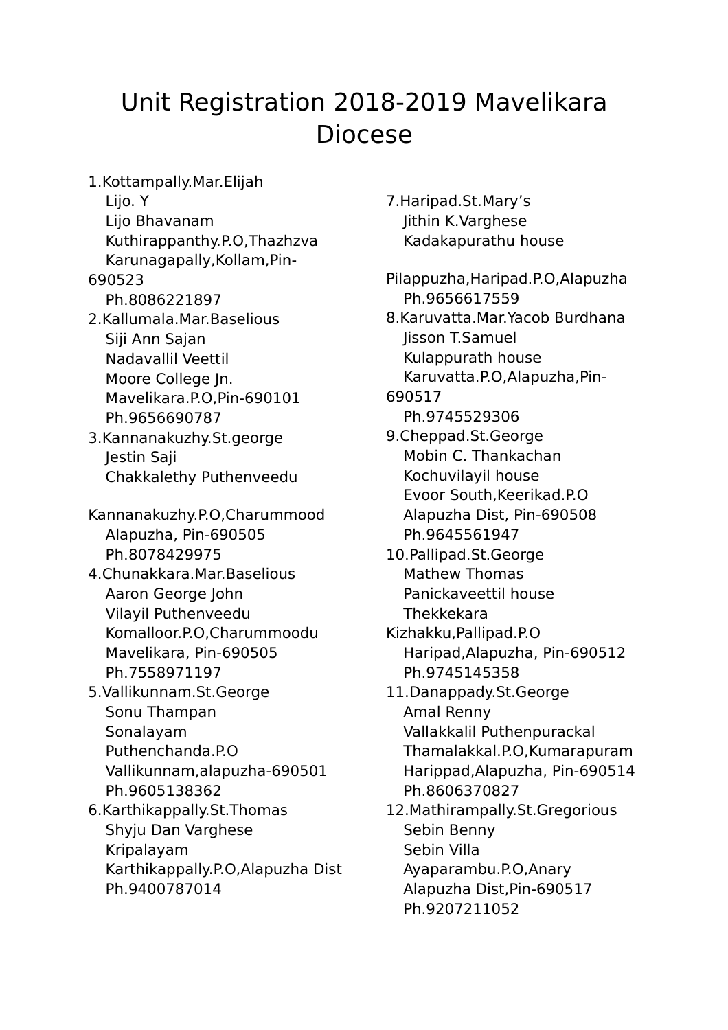# Unit Registration 2018-2019 Mavelikara Diocese

1.Kottampally.Mar.Elijah
Lijo. Y
Lijo Bhavanam
Kuthirappanthy.P.O,Thazhzva
Karunagapally,Kollam,Pin-690523
Ph.8086221897

2.Kallumala.Mar.Baselious
Siji Ann Sajan
Nadavallil Veettil
Moore College Jn.
Mavelikara.P.O,Pin-690101
Ph.9656690787

3.Kannanakuzhy.St.george
Jestin Saji
Chakkalethy Puthenveedu
Kannanakuzhy.P.O,Charummood
Alapuzha, Pin-690505
Ph.8078429975

4.Chunakkara.Mar.Baselious
Aaron George John
Vilayil Puthenveedu
Komalloor.P.O,Charummoodu
Mavelikara, Pin-690505
Ph.7558971197

5.Vallikunnam.St.George
Sonu Thampan
Sonalayam
Puthenchanda.P.O
Vallikunnam,alapuzha-690501
Ph.9605138362

6.Karthikappally.St.Thomas
Shyju Dan Varghese
Kripalayam
Karthikappally.P.O,Alapuzha Dist
Ph.9400787014

7.Haripad.St.Mary's
Jithin K.Varghese
Kadakapurathu house
Pilappuzha,Haripad.P.O,Alapuzha
Ph.9656617559

8.Karuvatta.Mar.Yacob Burdhana
Jisson T.Samuel
Kulappurath house
Karuvatta.P.O,Alapuzha,Pin-690517
Ph.9745529306

9.Cheppad.St.George
Mobin C. Thankachan
Kochuvilayil house
Evoor South,Keerikad.P.O
Alapuzha Dist, Pin-690508
Ph.9645561947

10.Pallipad.St.George
Mathew Thomas
Panickaveettil house
Thekkekara
Kizhakku,Pallipad.P.O
Haripad,Alapuzha, Pin-690512
Ph.9745145358

11.Danappady.St.George
Amal Renny
Vallakkalil Puthenpurackal
Thamalakkal.P.O,Kumarapuram
Harippad,Alapuzha, Pin-690514
Ph.8606370827

12.Mathirampally.St.Gregorious
Sebin Benny
Sebin Villa
Ayaparambu.P.O,Anary
Alapuzha Dist,Pin-690517
Ph.9207211052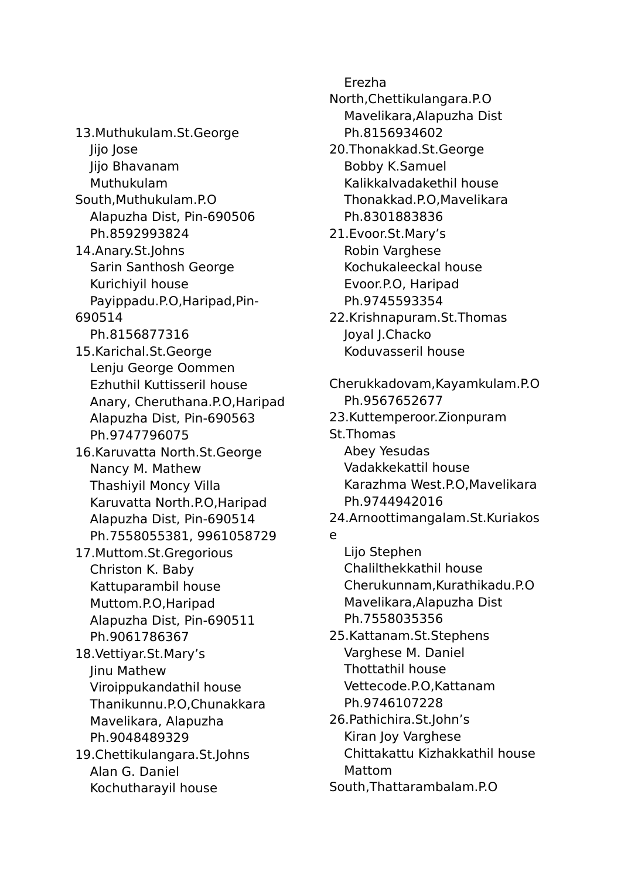13.Muthukulam.St.George
Jijo Jose
Jijo Bhavanam
Muthukulam South,Muthukulam.P.O
Alapuzha Dist, Pin-690506
Ph.8592993824

14.Anary.St.Johns
Sarin Santhosh George
Kurichiyil house
Payippadu.P.O,Haripad,Pin-690514
Ph.8156877316

15.Karichal.St.George
Lenju George Oommen
Ezhuthil Kuttisseril house
Anary, Cheruthana.P.O,Haripad
Alapuzha Dist, Pin-690563
Ph.9747796075

16.Karuvatta North.St.George
Nancy M. Mathew
Thashiyil Moncy Villa
Karuvatta North.P.O,Haripad
Alapuzha Dist, Pin-690514
Ph.7558055381, 9961058729

17.Muttom.St.Gregorious
Christon K. Baby
Kattuparambil house
Muttom.P.O,Haripad
Alapuzha Dist, Pin-690511
Ph.9061786367

18.Vettiyar.St.Mary's
Jinu Mathew
Viroippukandathil house
Thanikunnu.P.O,Chunakkara
Mavelikara, Alapuzha
Ph.9048489329

19.Chettikulangara.St.Johns
Alan G. Daniel
Kochutharayil house
Erezha North,Chettikulangara.P.O
Mavelikara,Alapuzha Dist
Ph.8156934602

20.Thonakkad.St.George
Bobby K.Samuel
Kalikkalvadakethil house
Thonakkad.P.O,Mavelikara
Ph.8301883836

21.Evoor.St.Mary's
Robin Varghese
Kochukaleeckal house
Evoor.P.O, Haripad
Ph.9745593354

22.Krishnapuram.St.Thomas
Joyal J.Chacko
Koduvasseril house
Cherukkadovam,Kayamkulam.P.O
Ph.9567652677

23.Kuttemperoor.Zionpuram St.Thomas
Abey Yesudas
Vadakkekattil house
Karazhma West.P.O,Mavelikara
Ph.9744942016

24.Arnoottimangalam.St.Kuriakose
Lijo Stephen
Chalilthekkathil house
Cherukunnam,Kurathikadu.P.O
Mavelikara,Alapuzha Dist
Ph.7558035356

25.Kattanam.St.Stephens
Varghese M. Daniel
Thottathil house
Vettecode.P.O,Kattanam
Ph.9746107228

26.Pathichira.St.John's
Kiran Joy Varghese
Chittakattu Kizhakkathil house
Mattom South,Thattarambalam.P.O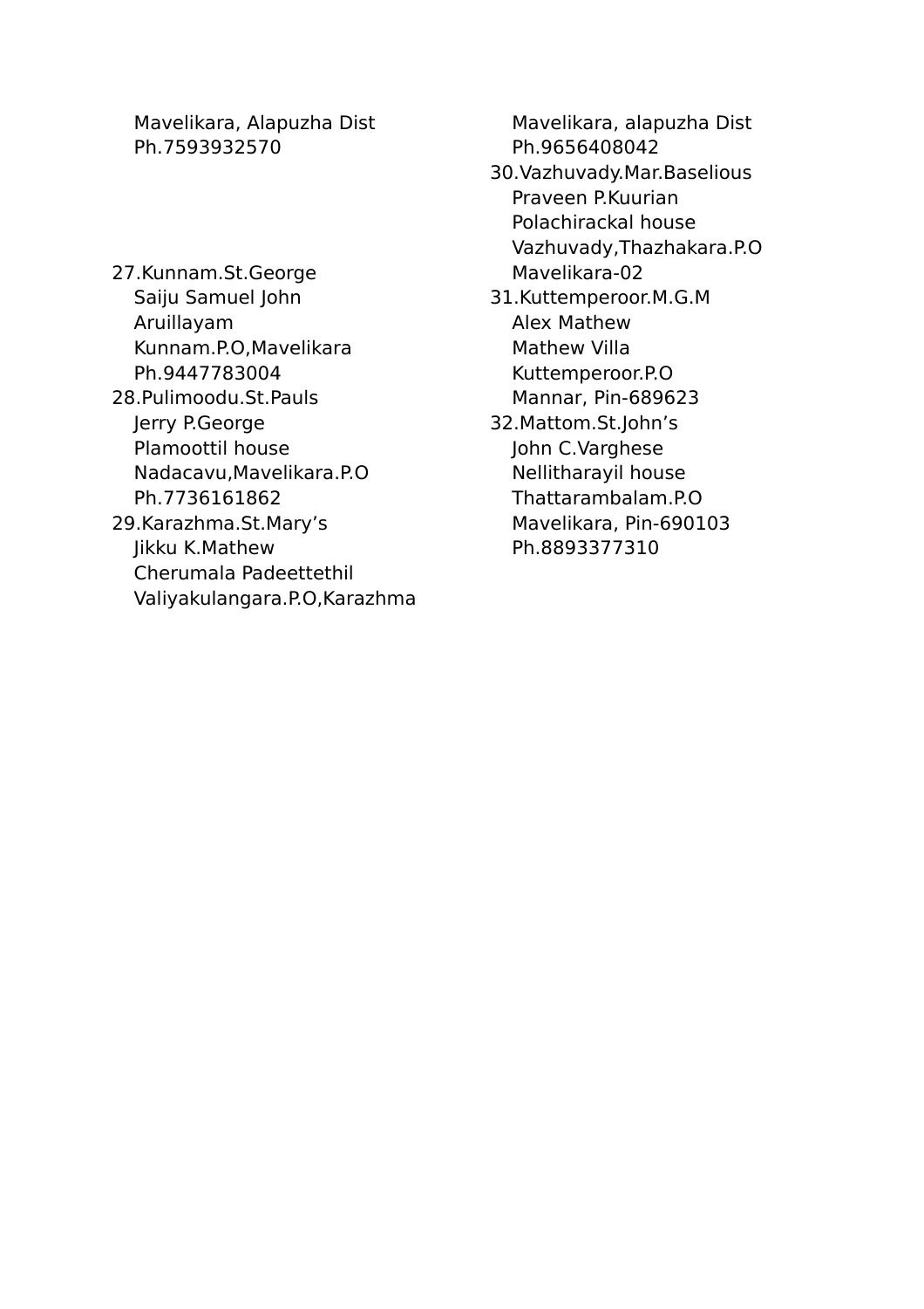Mavelikara, Alapuzha Dist
Ph.7593932570

27. Kunnam.St.George
    Saiju Samuel John
    Aruillayam
    Kunnam.P.O,Mavelikara
    Ph.9447783004
28. Pulimoodu.St.Pauls
    Jerry P.George
    Plamoottil house
    Nadacavu,Mavelikara.P.O
    Ph.7736161862
29. Karazhma.St.Mary’s
    Jikku K.Mathew
    Cherumala Padeettethil
    Valiyakulangara.P.O,Karazhma
    Mavelikara, alapuzha Dist
    Ph.9656408042
30. Vazhuvady.Mar.Baselious
    Praveen P.Kuurian
    Polachirackal house
    Vazhuvady,Thazhakara.P.O
    Mavelikara-02
31. Kuttemperoor.M.G.M
    Alex Mathew
    Mathew Villa
    Kuttemperoor.P.O
    Mannar, Pin-689623
32. Mattom.St.John’s
    John C.Varghese
    Nellitharayil house
    Thattarambalam.P.O
    Mavelikara, Pin-690103
    Ph.8893377310